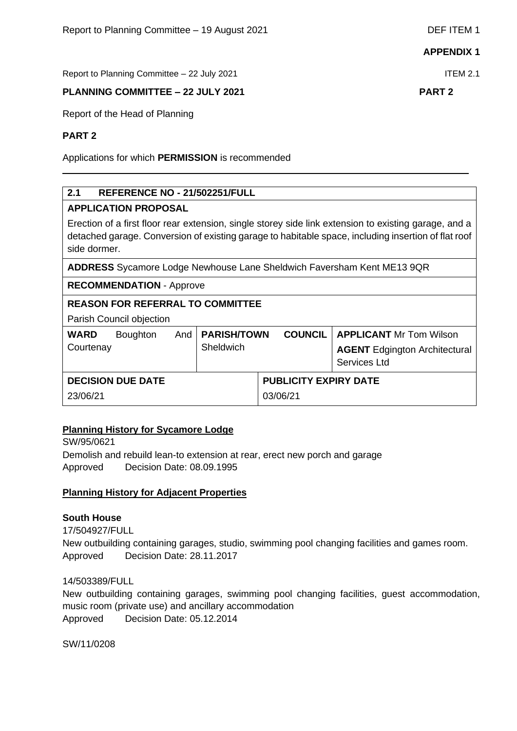APPENDIX 1

Report to Planning Committee – 22 July 2021 ITEM 2.1

**PLANNING COMMITTEE – 22 JULY 2021 PART 2**

Report of the Head of Planning

**PART 2**

Applications for which **PERMISSION** is recommended

---

| **2.1 REFERENCE NO - 21/502251/FULL** | | |
|---|---|---|
| **APPLICATION PROPOSAL**<br>Erection of a first floor rear extension, single storey side link extension to existing garage, and a detached garage. Conversion of existing garage to habitable space, including insertion of flat roof side dormer. | | |
| **ADDRESS** Sycamore Lodge Newhouse Lane Sheldwich Faversham Kent ME13 9QR | | |
| **RECOMMENDATION** - Approve | | |
| **REASON FOR REFERRAL TO COMMITTEE**<br>Parish Council objection | | |
| **WARD** Boughton And Courtenay | **PARISH/TOWN COUNCIL** Sheldwich | **APPLICANT** Mr Tom Wilson<br>**AGENT** Edgington Architectural Services Ltd |
| **DECISION DUE DATE**<br>23/06/21 | **PUBLICITY EXPIRY DATE**<br>03/06/21 | |

**Planning History for Sycamore Lodge**

SW/95/0621
Demolish and rebuild lean-to extension at rear, erect new porch and garage
Approved Decision Date: 08.09.1995

**Planning History for Adjacent Properties**

**South House**

17/504927/FULL
New outbuilding containing garages, studio, swimming pool changing facilities and games room.
Approved Decision Date: 28.11.2017

14/503389/FULL
New outbuilding containing garages, swimming pool changing facilities, guest accommodation, music room (private use) and ancillary accommodation
Approved Decision Date: 05.12.2014

SW/11/0208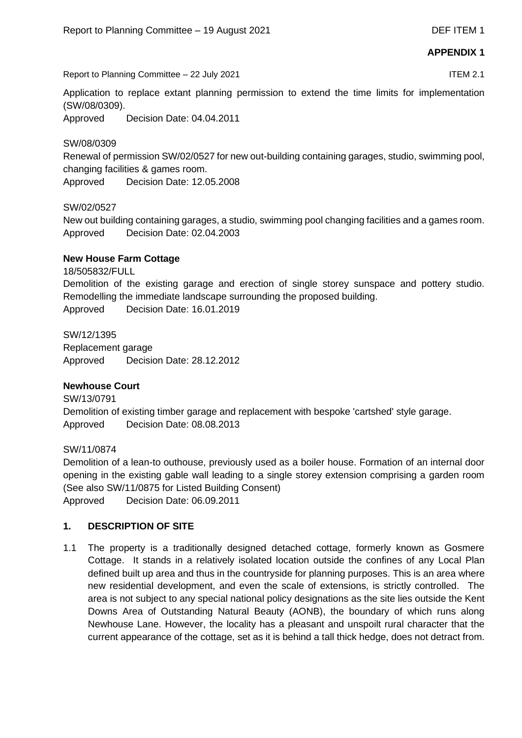**APPENDIX 1**

Report to Planning Committee – 22 July 2021 ITEM 2.1

Application to replace extant planning permission to extend the time limits for implementation (SW/08/0309).
Approved Decision Date: 04.04.2011

SW/08/0309
Renewal of permission SW/02/0527 for new out-building containing garages, studio, swimming pool, changing facilities & games room.
Approved Decision Date: 12.05.2008

SW/02/0527
New out building containing garages, a studio, swimming pool changing facilities and a games room.
Approved Decision Date: 02.04.2003

**New House Farm Cottage**

18/505832/FULL
Demolition of the existing garage and erection of single storey sunspace and pottery studio. Remodelling the immediate landscape surrounding the proposed building.
Approved Decision Date: 16.01.2019

SW/12/1395
Replacement garage
Approved Decision Date: 28.12.2012

**Newhouse Court**

SW/13/0791
Demolition of existing timber garage and replacement with bespoke 'cartshed' style garage.
Approved Decision Date: 08.08.2013

SW/11/0874
Demolition of a lean-to outhouse, previously used as a boiler house. Formation of an internal door opening in the existing gable wall leading to a single storey extension comprising a garden room (See also SW/11/0875 for Listed Building Consent)
Approved Decision Date: 06.09.2011

## 1. DESCRIPTION OF SITE

1.1 The property is a traditionally designed detached cottage, formerly known as Gosmere Cottage. It stands in a relatively isolated location outside the confines of any Local Plan defined built up area and thus in the countryside for planning purposes. This is an area where new residential development, and even the scale of extensions, is strictly controlled. The area is not subject to any special national policy designations as the site lies outside the Kent Downs Area of Outstanding Natural Beauty (AONB), the boundary of which runs along Newhouse Lane. However, the locality has a pleasant and unspoilt rural character that the current appearance of the cottage, set as it is behind a tall thick hedge, does not detract from.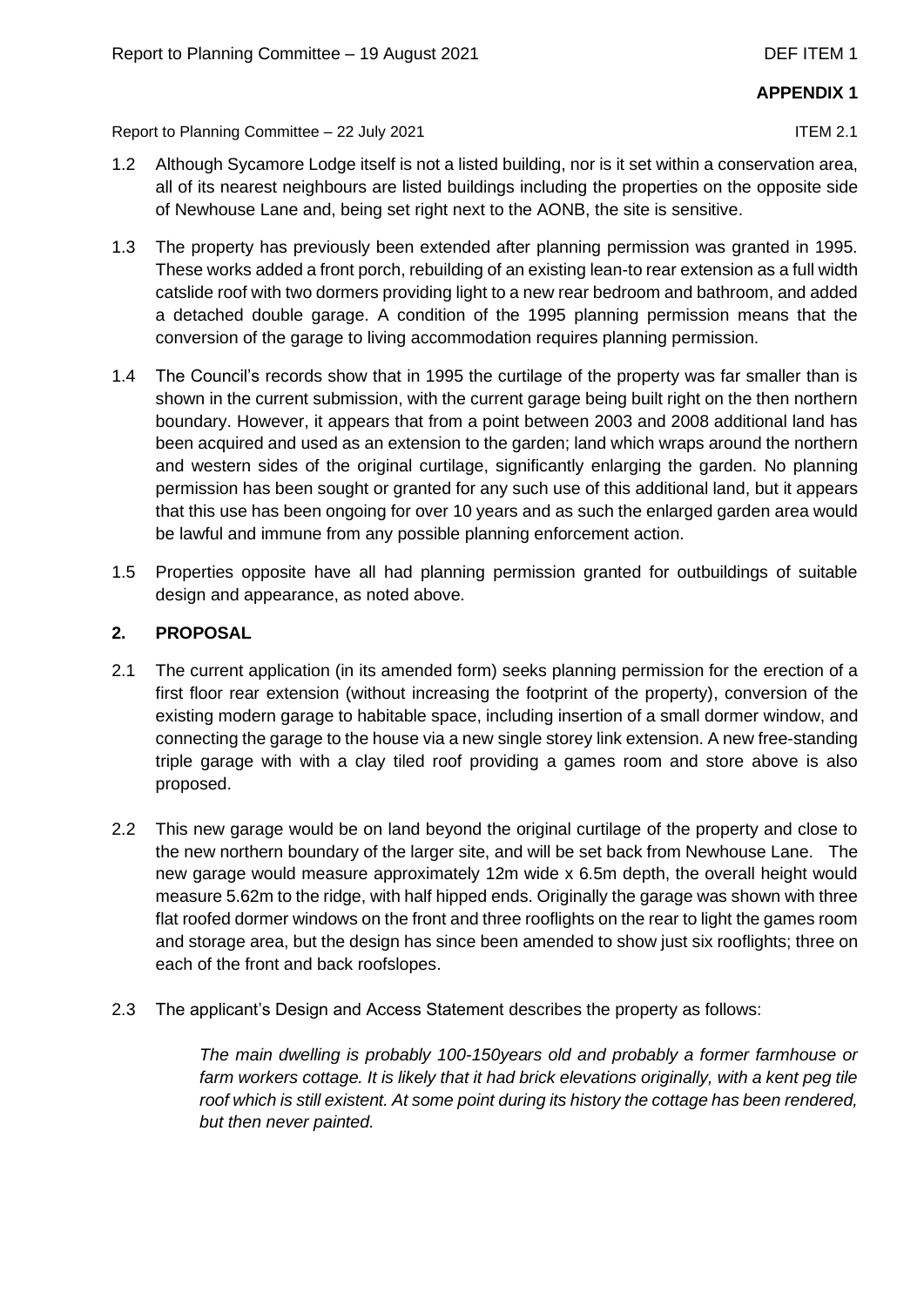**APPENDIX 1**

Report to Planning Committee – 22 July 2021 ITEM 2.1

1.2 Although Sycamore Lodge itself is not a listed building, nor is it set within a conservation area, all of its nearest neighbours are listed buildings including the properties on the opposite side of Newhouse Lane and, being set right next to the AONB, the site is sensitive.

1.3 The property has previously been extended after planning permission was granted in 1995. These works added a front porch, rebuilding of an existing lean-to rear extension as a full width catslide roof with two dormers providing light to a new rear bedroom and bathroom, and added a detached double garage. A condition of the 1995 planning permission means that the conversion of the garage to living accommodation requires planning permission.

1.4 The Council's records show that in 1995 the curtilage of the property was far smaller than is shown in the current submission, with the current garage being built right on the then northern boundary. However, it appears that from a point between 2003 and 2008 additional land has been acquired and used as an extension to the garden; land which wraps around the northern and western sides of the original curtilage, significantly enlarging the garden. No planning permission has been sought or granted for any such use of this additional land, but it appears that this use has been ongoing for over 10 years and as such the enlarged garden area would be lawful and immune from any possible planning enforcement action.

1.5 Properties opposite have all had planning permission granted for outbuildings of suitable design and appearance, as noted above.

## 2. PROPOSAL

2.1 The current application (in its amended form) seeks planning permission for the erection of a first floor rear extension (without increasing the footprint of the property), conversion of the existing modern garage to habitable space, including insertion of a small dormer window, and connecting the garage to the house via a new single storey link extension. A new free-standing triple garage with with a clay tiled roof providing a games room and store above is also proposed.

2.2 This new garage would be on land beyond the original curtilage of the property and close to the new northern boundary of the larger site, and will be set back from Newhouse Lane. The new garage would measure approximately 12m wide x 6.5m depth, the overall height would measure 5.62m to the ridge, with half hipped ends. Originally the garage was shown with three flat roofed dormer windows on the front and three rooflights on the rear to light the games room and storage area, but the design has since been amended to show just six rooflights; three on each of the front and back roofslopes.

2.3 The applicant's Design and Access Statement describes the property as follows:

> *The main dwelling is probably 100-150years old and probably a former farmhouse or farm workers cottage. It is likely that it had brick elevations originally, with a kent peg tile roof which is still existent. At some point during its history the cottage has been rendered, but then never painted.*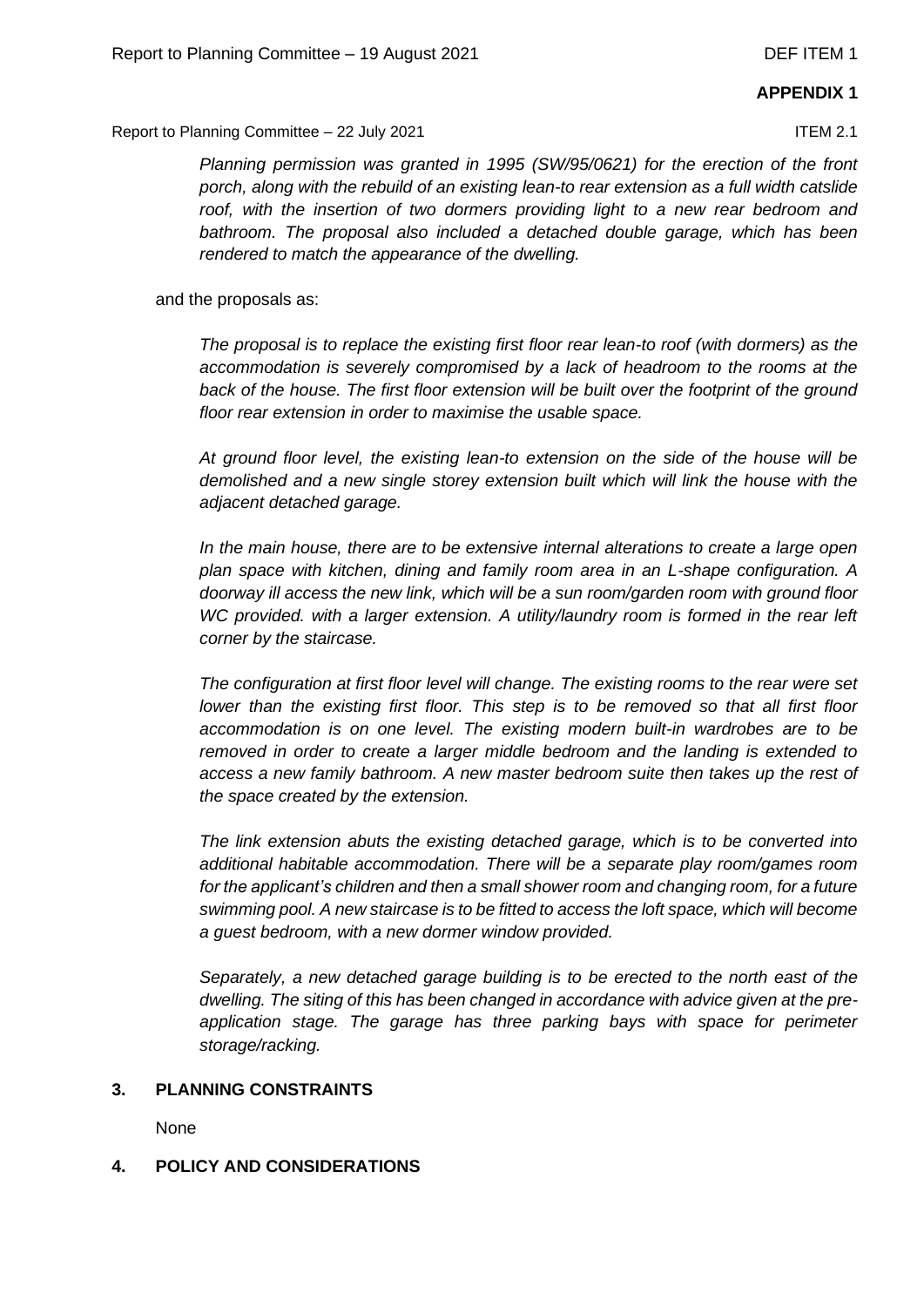**APPENDIX 1**

Report to Planning Committee – 22 July 2021 ITEM 2.1

> *Planning permission was granted in 1995 (SW/95/0621) for the erection of the front porch, along with the rebuild of an existing lean-to rear extension as a full width catslide roof, with the insertion of two dormers providing light to a new rear bedroom and bathroom. The proposal also included a detached double garage, which has been rendered to match the appearance of the dwelling.*

and the proposals as:

> *The proposal is to replace the existing first floor rear lean-to roof (with dormers) as the accommodation is severely compromised by a lack of headroom to the rooms at the back of the house. The first floor extension will be built over the footprint of the ground floor rear extension in order to maximise the usable space.*
>
> *At ground floor level, the existing lean-to extension on the side of the house will be demolished and a new single storey extension built which will link the house with the adjacent detached garage.*
>
> *In the main house, there are to be extensive internal alterations to create a large open plan space with kitchen, dining and family room area in an L-shape configuration. A doorway ill access the new link, which will be a sun room/garden room with ground floor WC provided. with a larger extension. A utility/laundry room is formed in the rear left corner by the staircase.*
>
> *The configuration at first floor level will change. The existing rooms to the rear were set lower than the existing first floor. This step is to be removed so that all first floor accommodation is on one level. The existing modern built-in wardrobes are to be removed in order to create a larger middle bedroom and the landing is extended to access a new family bathroom. A new master bedroom suite then takes up the rest of the space created by the extension.*
>
> *The link extension abuts the existing detached garage, which is to be converted into additional habitable accommodation. There will be a separate play room/games room for the applicant's children and then a small shower room and changing room, for a future swimming pool. A new staircase is to be fitted to access the loft space, which will become a guest bedroom, with a new dormer window provided.*
>
> *Separately, a new detached garage building is to be erected to the north east of the dwelling. The siting of this has been changed in accordance with advice given at the pre-application stage. The garage has three parking bays with space for perimeter storage/racking.*

## 3. PLANNING CONSTRAINTS

None

## 4. POLICY AND CONSIDERATIONS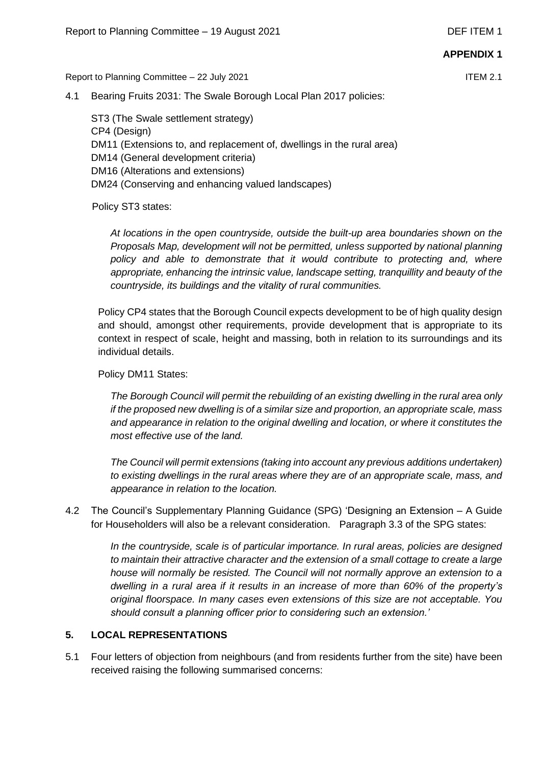**APPENDIX 1**

Report to Planning Committee – 22 July 2021 ITEM 2.1

4.1 Bearing Fruits 2031: The Swale Borough Local Plan 2017 policies:

ST3 (The Swale settlement strategy)
CP4 (Design)
DM11 (Extensions to, and replacement of, dwellings in the rural area)
DM14 (General development criteria)
DM16 (Alterations and extensions)
DM24 (Conserving and enhancing valued landscapes)

Policy ST3 states:

*At locations in the open countryside, outside the built-up area boundaries shown on the Proposals Map, development will not be permitted, unless supported by national planning policy and able to demonstrate that it would contribute to protecting and, where appropriate, enhancing the intrinsic value, landscape setting, tranquillity and beauty of the countryside, its buildings and the vitality of rural communities.*

Policy CP4 states that the Borough Council expects development to be of high quality design and should, amongst other requirements, provide development that is appropriate to its context in respect of scale, height and massing, both in relation to its surroundings and its individual details.

Policy DM11 States:

*The Borough Council will permit the rebuilding of an existing dwelling in the rural area only if the proposed new dwelling is of a similar size and proportion, an appropriate scale, mass and appearance in relation to the original dwelling and location, or where it constitutes the most effective use of the land.*

*The Council will permit extensions (taking into account any previous additions undertaken) to existing dwellings in the rural areas where they are of an appropriate scale, mass, and appearance in relation to the location.*

4.2 The Council's Supplementary Planning Guidance (SPG) 'Designing an Extension – A Guide for Householders will also be a relevant consideration. Paragraph 3.3 of the SPG states:

*In the countryside, scale is of particular importance. In rural areas, policies are designed to maintain their attractive character and the extension of a small cottage to create a large house will normally be resisted. The Council will not normally approve an extension to a dwelling in a rural area if it results in an increase of more than 60% of the property's original floorspace. In many cases even extensions of this size are not acceptable. You should consult a planning officer prior to considering such an extension.'*

## 5. LOCAL REPRESENTATIONS

5.1 Four letters of objection from neighbours (and from residents further from the site) have been received raising the following summarised concerns: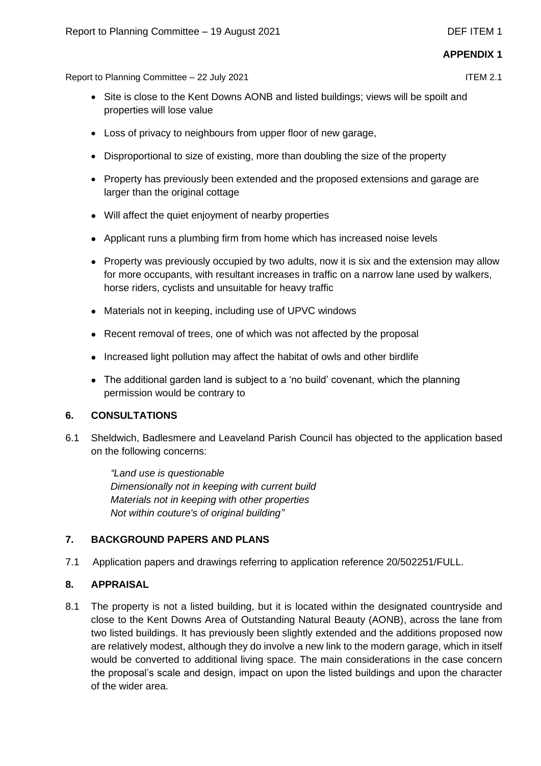- Site is close to the Kent Downs AONB and listed buildings; views will be spoilt and properties will lose value
- Loss of privacy to neighbours from upper floor of new garage,
- Disproportional to size of existing, more than doubling the size of the property
- Property has previously been extended and the proposed extensions and garage are larger than the original cottage
- Will affect the quiet enjoyment of nearby properties
- Applicant runs a plumbing firm from home which has increased noise levels
- Property was previously occupied by two adults, now it is six and the extension may allow for more occupants, with resultant increases in traffic on a narrow lane used by walkers, horse riders, cyclists and unsuitable for heavy traffic
- Materials not in keeping, including use of UPVC windows
- Recent removal of trees, one of which was not affected by the proposal
- Increased light pollution may affect the habitat of owls and other birdlife
- The additional garden land is subject to a 'no build' covenant, which the planning permission would be contrary to

## 6. CONSULTATIONS

6.1 Sheldwich, Badlesmere and Leaveland Parish Council has objected to the application based on the following concerns:

> *"Land use is questionable*
> *Dimensionally not in keeping with current build*
> *Materials not in keeping with other properties*
> *Not within couture's of original building"*

## 7. BACKGROUND PAPERS AND PLANS

7.1 Application papers and drawings referring to application reference 20/502251/FULL.

## 8. APPRAISAL

8.1 The property is not a listed building, but it is located within the designated countryside and close to the Kent Downs Area of Outstanding Natural Beauty (AONB), across the lane from two listed buildings. It has previously been slightly extended and the additions proposed now are relatively modest, although they do involve a new link to the modern garage, which in itself would be converted to additional living space. The main considerations in the case concern the proposal's scale and design, impact on upon the listed buildings and upon the character of the wider area.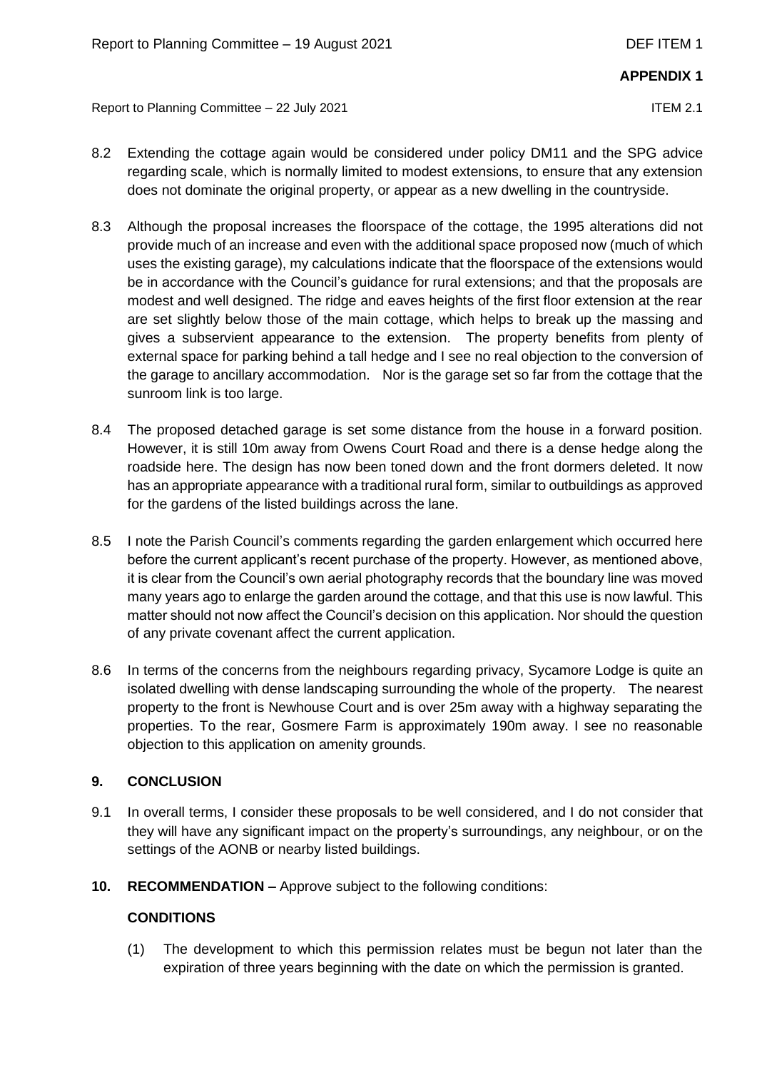**APPENDIX 1**

8.2 Extending the cottage again would be considered under policy DM11 and the SPG advice regarding scale, which is normally limited to modest extensions, to ensure that any extension does not dominate the original property, or appear as a new dwelling in the countryside.

8.3 Although the proposal increases the floorspace of the cottage, the 1995 alterations did not provide much of an increase and even with the additional space proposed now (much of which uses the existing garage), my calculations indicate that the floorspace of the extensions would be in accordance with the Council's guidance for rural extensions; and that the proposals are modest and well designed. The ridge and eaves heights of the first floor extension at the rear are set slightly below those of the main cottage, which helps to break up the massing and gives a subservient appearance to the extension. The property benefits from plenty of external space for parking behind a tall hedge and I see no real objection to the conversion of the garage to ancillary accommodation. Nor is the garage set so far from the cottage that the sunroom link is too large.

8.4 The proposed detached garage is set some distance from the house in a forward position. However, it is still 10m away from Owens Court Road and there is a dense hedge along the roadside here. The design has now been toned down and the front dormers deleted. It now has an appropriate appearance with a traditional rural form, similar to outbuildings as approved for the gardens of the listed buildings across the lane.

8.5 I note the Parish Council's comments regarding the garden enlargement which occurred here before the current applicant's recent purchase of the property. However, as mentioned above, it is clear from the Council's own aerial photography records that the boundary line was moved many years ago to enlarge the garden around the cottage, and that this use is now lawful. This matter should not now affect the Council's decision on this application. Nor should the question of any private covenant affect the current application.

8.6 In terms of the concerns from the neighbours regarding privacy, Sycamore Lodge is quite an isolated dwelling with dense landscaping surrounding the whole of the property. The nearest property to the front is Newhouse Court and is over 25m away with a highway separating the properties. To the rear, Gosmere Farm is approximately 190m away. I see no reasonable objection to this application on amenity grounds.

## 9. CONCLUSION

9.1 In overall terms, I consider these proposals to be well considered, and I do not consider that they will have any significant impact on the property's surroundings, any neighbour, or on the settings of the AONB or nearby listed buildings.

## 10. RECOMMENDATION – Approve subject to the following conditions:

### CONDITIONS

(1) The development to which this permission relates must be begun not later than the expiration of three years beginning with the date on which the permission is granted.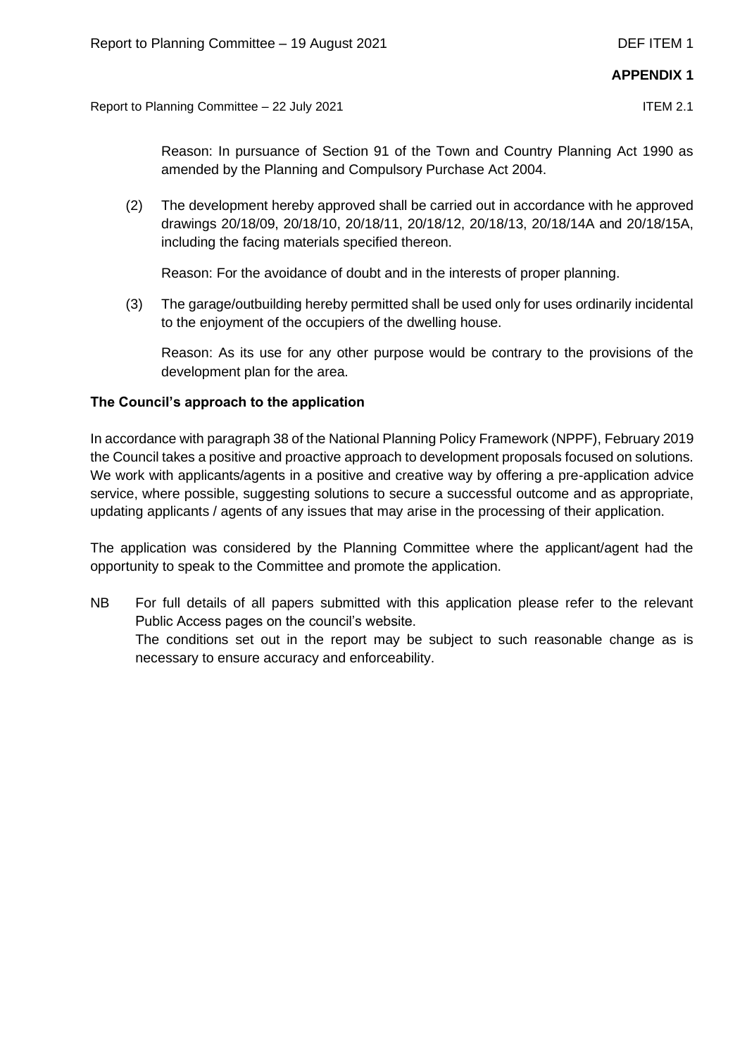Reason: In pursuance of Section 91 of the Town and Country Planning Act 1990 as amended by the Planning and Compulsory Purchase Act 2004.

(2) The development hereby approved shall be carried out in accordance with he approved drawings 20/18/09, 20/18/10, 20/18/11, 20/18/12, 20/18/13, 20/18/14A and 20/18/15A, including the facing materials specified thereon.

Reason: For the avoidance of doubt and in the interests of proper planning.

(3) The garage/outbuilding hereby permitted shall be used only for uses ordinarily incidental to the enjoyment of the occupiers of the dwelling house.

Reason: As its use for any other purpose would be contrary to the provisions of the development plan for the area.

**The Council's approach to the application**

In accordance with paragraph 38 of the National Planning Policy Framework (NPPF), February 2019 the Council takes a positive and proactive approach to development proposals focused on solutions. We work with applicants/agents in a positive and creative way by offering a pre-application advice service, where possible, suggesting solutions to secure a successful outcome and as appropriate, updating applicants / agents of any issues that may arise in the processing of their application.

The application was considered by the Planning Committee where the applicant/agent had the opportunity to speak to the Committee and promote the application.

NB For full details of all papers submitted with this application please refer to the relevant Public Access pages on the council's website.
The conditions set out in the report may be subject to such reasonable change as is necessary to ensure accuracy and enforceability.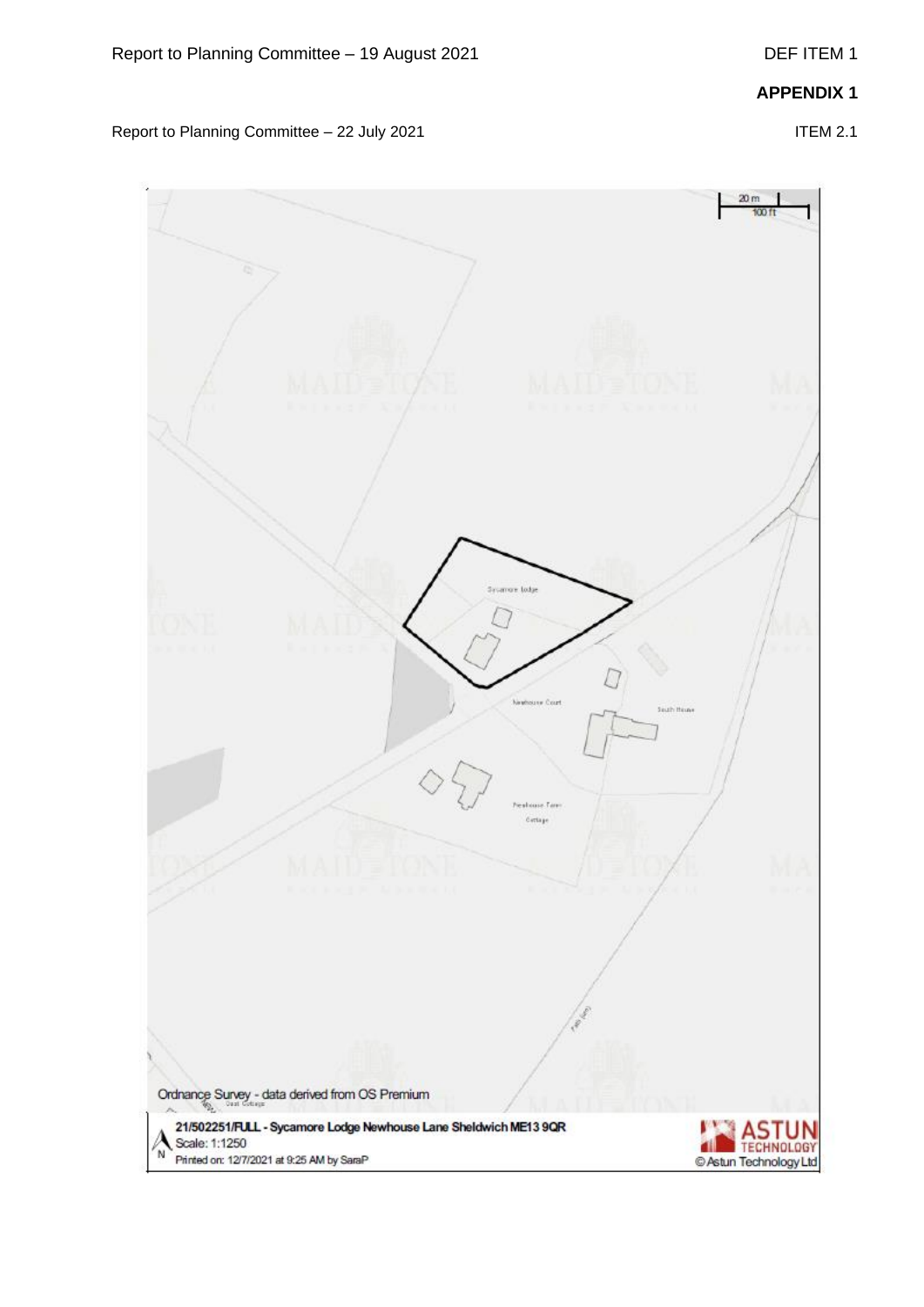Report to Planning Committee – 19 August 2021

DEF ITEM 1

**APPENDIX 1**

Report to Planning Committee – 22 July 2021

ITEM 2.1

20 m
100 ft

Sycamore Lodge

Newhouse Court

South House

Newhouse Farm Cottage

Path (um)

Ordnance Survey - data derived from OS Premium

**21/502251/FULL - Sycamore Lodge Newhouse Lane Sheldwich ME13 9QR**
Scale: 1:1250
Printed on: 12/7/2021 at 9:25 AM by SaraP

© Astun Technology Ltd